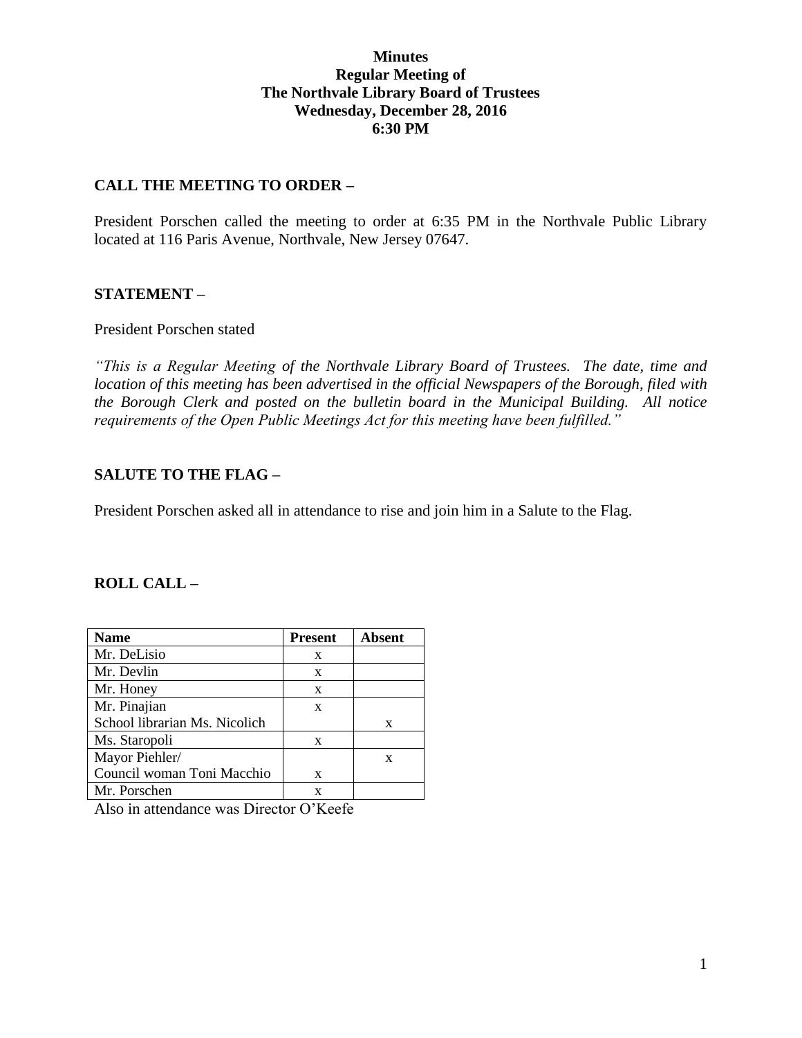# Minutes
## Regular Meeting of
## The Northvale Library Board of Trustees
## Wednesday, December 28, 2016
## 6:30 PM

### CALL THE MEETING TO ORDER –

President Porschen called the meeting to order at 6:35 PM in the Northvale Public Library located at 116 Paris Avenue, Northvale, New Jersey 07647.

### STATEMENT –

President Porschen stated

*"This is a Regular Meeting of the Northvale Library Board of Trustees. The date, time and location of this meeting has been advertised in the official Newspapers of the Borough, filed with the Borough Clerk and posted on the bulletin board in the Municipal Building. All notice requirements of the Open Public Meetings Act for this meeting have been fulfilled."*

### SALUTE TO THE FLAG –

President Porschen asked all in attendance to rise and join him in a Salute to the Flag.

### ROLL CALL –

| Name | Present | Absent |
|---|---|---|
| Mr. DeLisio | x | |
| Mr. Devlin | x | |
| Mr. Honey | x | |
| Mr. Pinajian | x | |
| School librarian Ms. Nicolich | | x |
| Ms. Staropoli | x | |
| Mayor Piehler/ | | x |
| Council woman Toni Macchio | x | |
| Mr. Porschen | x | |

Also in attendance was Director O'Keefe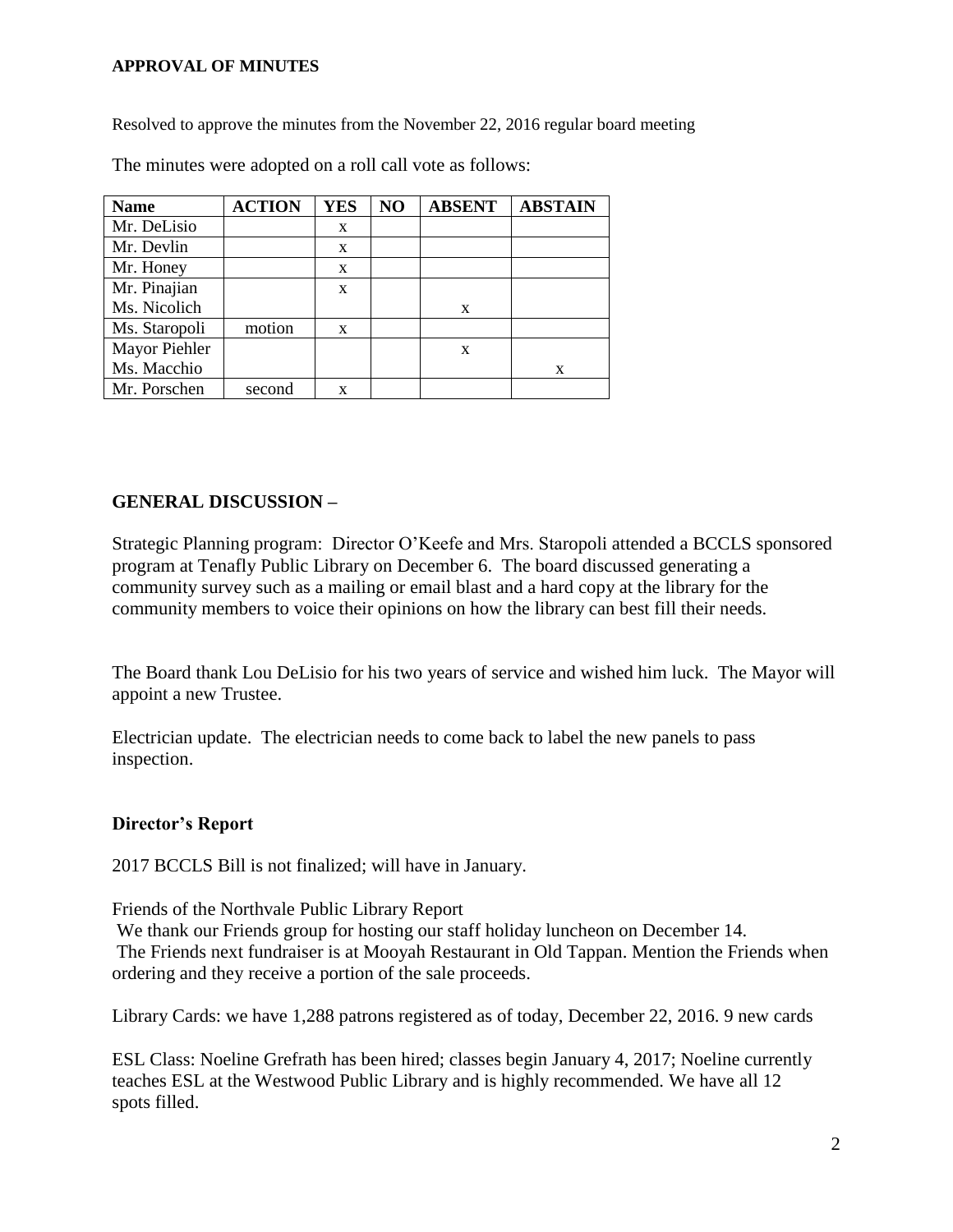**APPROVAL OF MINUTES**

Resolved to approve the minutes from the November 22, 2016 regular board meeting

The minutes were adopted on a roll call vote as follows:

| Name | ACTION | YES | NO | ABSENT | ABSTAIN |
|---|---|---|---|---|---|
| Mr. DeLisio | | x | | | |
| Mr. Devlin | | x | | | |
| Mr. Honey | | x | | | |
| Mr. Pinajian | | x | | | |
| Ms. Nicolich | | | | x | |
| Ms. Staropoli | motion | x | | | |
| Mayor Piehler | | | | x | |
| Ms. Macchio | | | | | x |
| Mr. Porschen | second | x | | | |

**GENERAL DISCUSSION –**

Strategic Planning program: Director O'Keefe and Mrs. Staropoli attended a BCCLS sponsored program at Tenafly Public Library on December 6. The board discussed generating a community survey such as a mailing or email blast and a hard copy at the library for the community members to voice their opinions on how the library can best fill their needs.

The Board thank Lou DeLisio for his two years of service and wished him luck. The Mayor will appoint a new Trustee.

Electrician update. The electrician needs to come back to label the new panels to pass inspection.

**Director's Report**

2017 BCCLS Bill is not finalized; will have in January.

Friends of the Northvale Public Library Report
We thank our Friends group for hosting our staff holiday luncheon on December 14.
The Friends next fundraiser is at Mooyah Restaurant in Old Tappan. Mention the Friends when ordering and they receive a portion of the sale proceeds.

Library Cards: we have 1,288 patrons registered as of today, December 22, 2016. 9 new cards

ESL Class: Noeline Grefrath has been hired; classes begin January 4, 2017; Noeline currently teaches ESL at the Westwood Public Library and is highly recommended. We have all 12 spots filled.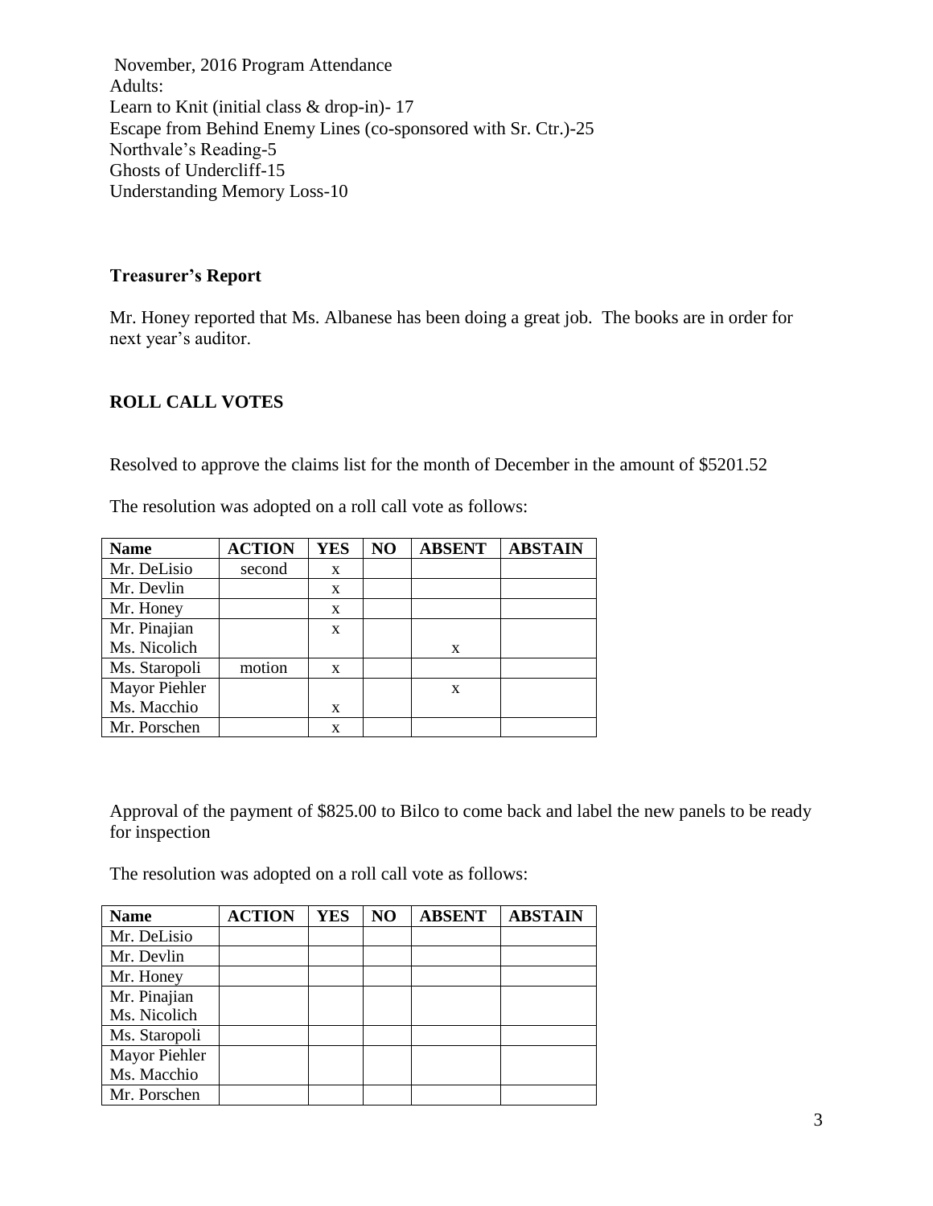November, 2016 Program Attendance
Adults:
Learn to Knit (initial class & drop-in)- 17
Escape from Behind Enemy Lines (co-sponsored with Sr. Ctr.)-25
Northvale's Reading-5
Ghosts of Undercliff-15
Understanding Memory Loss-10

**Treasurer's Report**

Mr. Honey reported that Ms. Albanese has been doing a great job. The books are in order for next year's auditor.

**ROLL CALL VOTES**

Resolved to approve the claims list for the month of December in the amount of $5201.52

The resolution was adopted on a roll call vote as follows:

| Name | ACTION | YES | NO | ABSENT | ABSTAIN |
|---|---|---|---|---|---|
| Mr. DeLisio | second | x | | | |
| Mr. Devlin | | x | | | |
| Mr. Honey | | x | | | |
| Mr. Pinajian | | x | | | |
| Ms. Nicolich | | | | x | |
| Ms. Staropoli | motion | x | | | |
| Mayor Piehler | | | | x | |
| Ms. Macchio | | x | | | |
| Mr. Porschen | | x | | | |

Approval of the payment of $825.00 to Bilco to come back and label the new panels to be ready for inspection

The resolution was adopted on a roll call vote as follows:

| Name | ACTION | YES | NO | ABSENT | ABSTAIN |
|---|---|---|---|---|---|
| Mr. DeLisio | | | | | |
| Mr. Devlin | | | | | |
| Mr. Honey | | | | | |
| Mr. Pinajian | | | | | |
| Ms. Nicolich | | | | | |
| Ms. Staropoli | | | | | |
| Mayor Piehler | | | | | |
| Ms. Macchio | | | | | |
| Mr. Porschen | | | | | |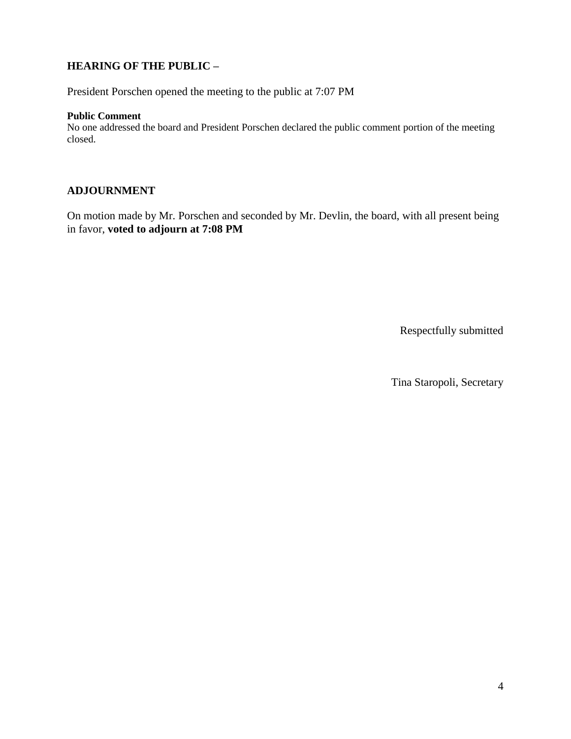## HEARING OF THE PUBLIC –

President Porschen opened the meeting to the public at 7:07 PM

**Public Comment**

No one addressed the board and President Porschen declared the public comment portion of the meeting closed.

## ADJOURNMENT

On motion made by Mr. Porschen and seconded by Mr. Devlin, the board, with all present being in favor, **voted to adjourn at 7:08 PM**

Respectfully submitted

Tina Staropoli, Secretary